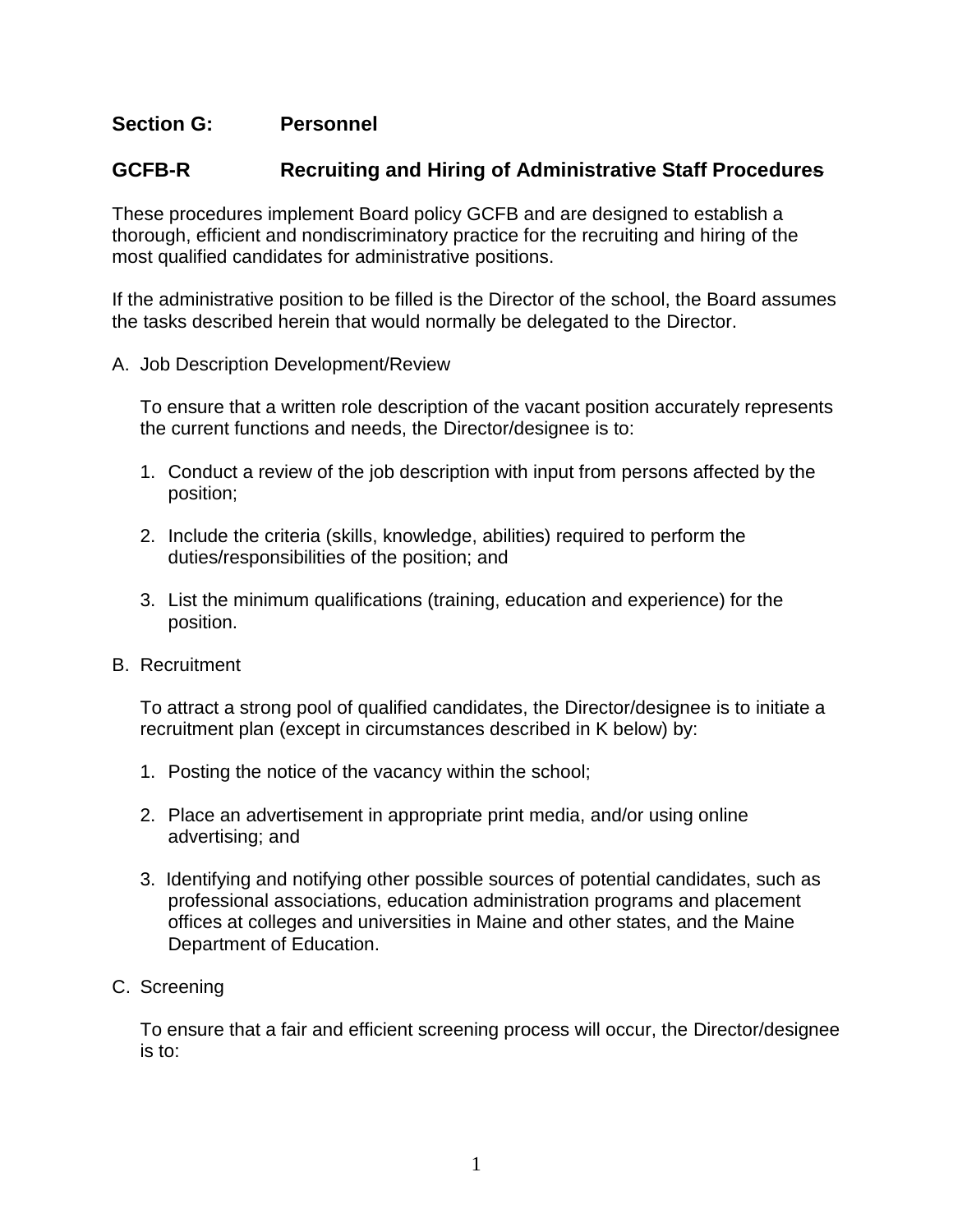## Section G: Personnel

## GCFB-R Recruiting and Hiring of Administrative Staff Procedures

These procedures implement Board policy GCFB and are designed to establish a thorough, efficient and nondiscriminatory practice for the recruiting and hiring of the most qualified candidates for administrative positions.

If the administrative position to be filled is the Director of the school, the Board assumes the tasks described herein that would normally be delegated to the Director.

A. Job Description Development/Review

   To ensure that a written role description of the vacant position accurately represents the current functions and needs, the Director/designee is to:

   1. Conduct a review of the job description with input from persons affected by the position;

   2. Include the criteria (skills, knowledge, abilities) required to perform the duties/responsibilities of the position; and

   3. List the minimum qualifications (training, education and experience) for the position.

B. Recruitment

   To attract a strong pool of qualified candidates, the Director/designee is to initiate a recruitment plan (except in circumstances described in K below) by:

   1. Posting the notice of the vacancy within the school;

   2. Place an advertisement in appropriate print media, and/or using online advertising; and

   3. Identifying and notifying other possible sources of potential candidates, such as professional associations, education administration programs and placement offices at colleges and universities in Maine and other states, and the Maine Department of Education.

C. Screening

   To ensure that a fair and efficient screening process will occur, the Director/designee is to: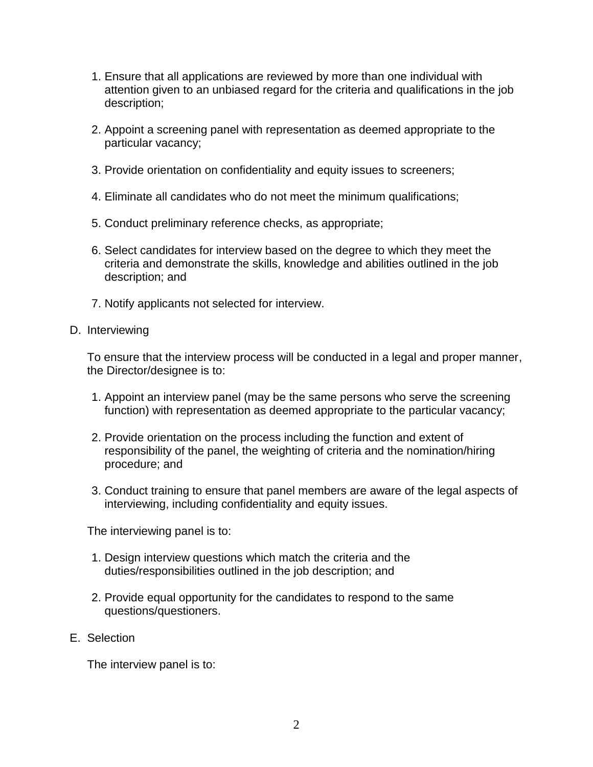1. Ensure that all applications are reviewed by more than one individual with attention given to an unbiased regard for the criteria and qualifications in the job description;

2. Appoint a screening panel with representation as deemed appropriate to the particular vacancy;

3. Provide orientation on confidentiality and equity issues to screeners;

4. Eliminate all candidates who do not meet the minimum qualifications;

5. Conduct preliminary reference checks, as appropriate;

6. Select candidates for interview based on the degree to which they meet the criteria and demonstrate the skills, knowledge and abilities outlined in the job description; and

7. Notify applicants not selected for interview.

D. Interviewing

To ensure that the interview process will be conducted in a legal and proper manner, the Director/designee is to:

1. Appoint an interview panel (may be the same persons who serve the screening function) with representation as deemed appropriate to the particular vacancy;

2. Provide orientation on the process including the function and extent of responsibility of the panel, the weighting of criteria and the nomination/hiring procedure; and

3. Conduct training to ensure that panel members are aware of the legal aspects of interviewing, including confidentiality and equity issues.

The interviewing panel is to:

1. Design interview questions which match the criteria and the duties/responsibilities outlined in the job description; and

2. Provide equal opportunity for the candidates to respond to the same questions/questioners.

E. Selection

The interview panel is to: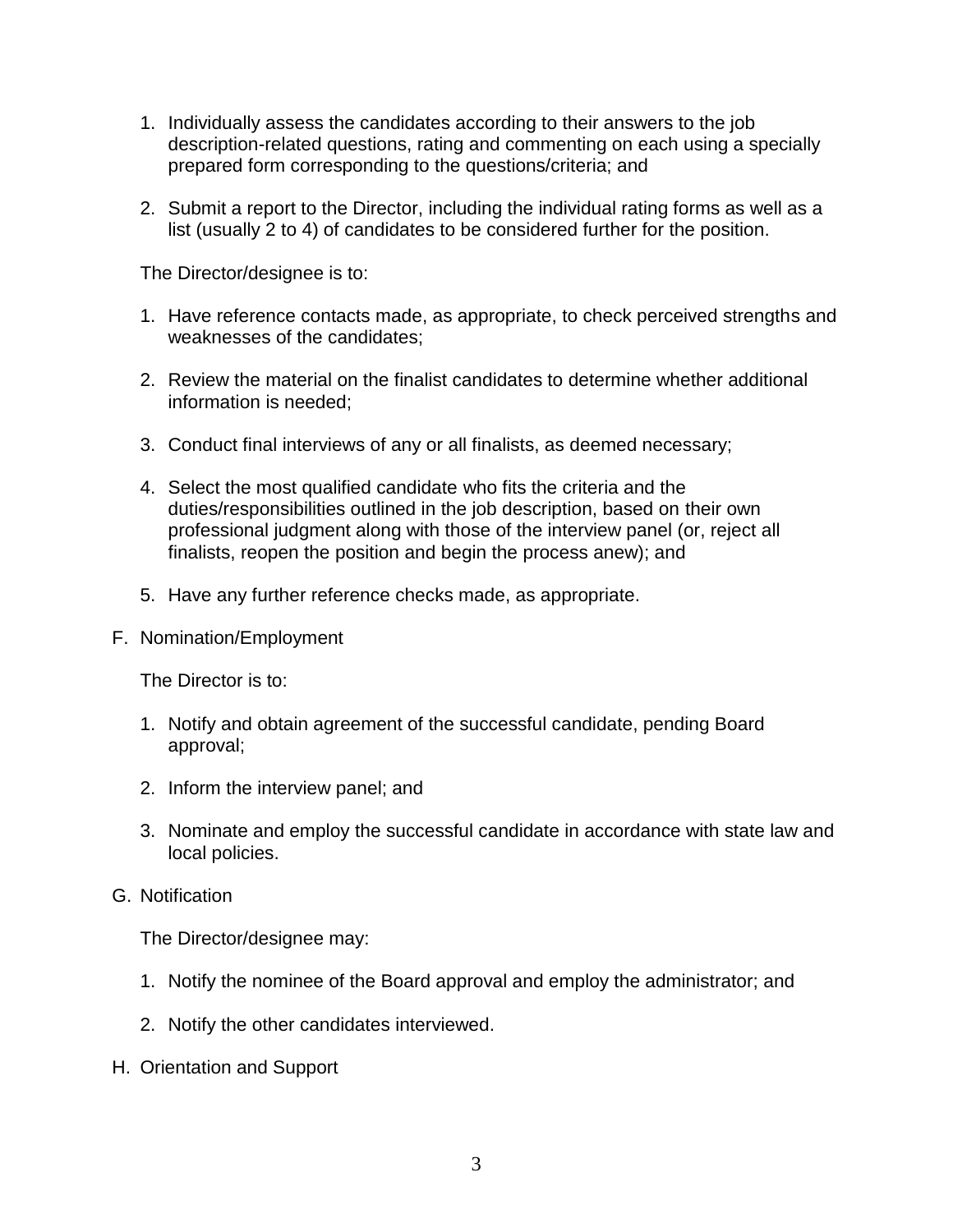1. Individually assess the candidates according to their answers to the job description-related questions, rating and commenting on each using a specially prepared form corresponding to the questions/criteria; and

2. Submit a report to the Director, including the individual rating forms as well as a list (usually 2 to 4) of candidates to be considered further for the position.

The Director/designee is to:

1. Have reference contacts made, as appropriate, to check perceived strengths and weaknesses of the candidates;

2. Review the material on the finalist candidates to determine whether additional information is needed;

3. Conduct final interviews of any or all finalists, as deemed necessary;

4. Select the most qualified candidate who fits the criteria and the duties/responsibilities outlined in the job description, based on their own professional judgment along with those of the interview panel (or, reject all finalists, reopen the position and begin the process anew); and

5. Have any further reference checks made, as appropriate.

F. Nomination/Employment

The Director is to:

1. Notify and obtain agreement of the successful candidate, pending Board approval;

2. Inform the interview panel; and

3. Nominate and employ the successful candidate in accordance with state law and local policies.

G. Notification

The Director/designee may:

1. Notify the nominee of the Board approval and employ the administrator; and

2. Notify the other candidates interviewed.

H. Orientation and Support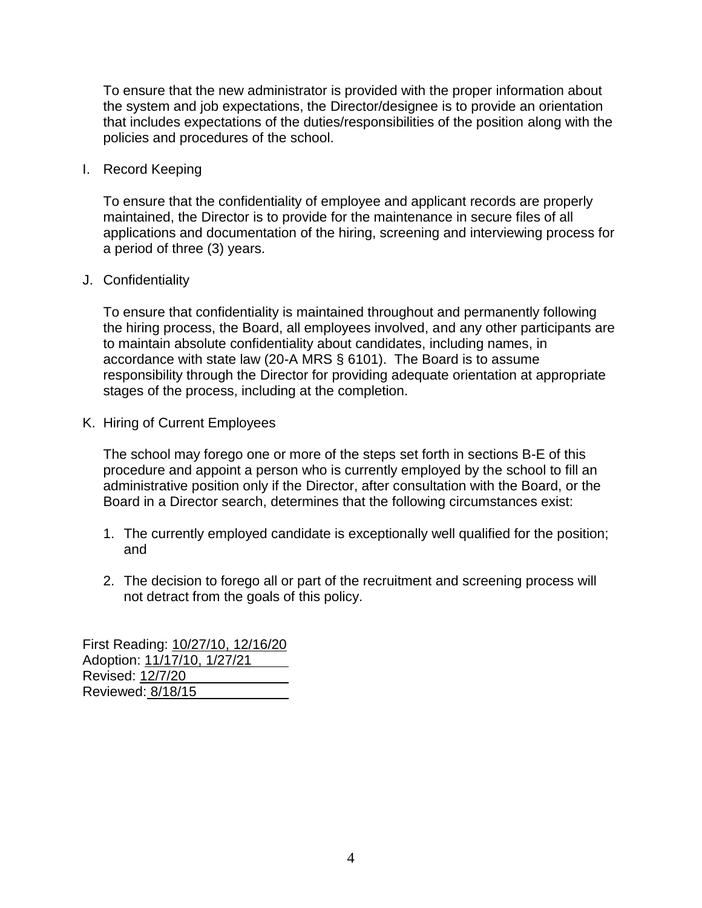To ensure that the new administrator is provided with the proper information about the system and job expectations, the Director/designee is to provide an orientation that includes expectations of the duties/responsibilities of the position along with the policies and procedures of the school.

I. Record Keeping

To ensure that the confidentiality of employee and applicant records are properly maintained, the Director is to provide for the maintenance in secure files of all applications and documentation of the hiring, screening and interviewing process for a period of three (3) years.

J. Confidentiality

To ensure that confidentiality is maintained throughout and permanently following the hiring process, the Board, all employees involved, and any other participants are to maintain absolute confidentiality about candidates, including names, in accordance with state law (20-A MRS § 6101). The Board is to assume responsibility through the Director for providing adequate orientation at appropriate stages of the process, including at the completion.

K. Hiring of Current Employees

The school may forego one or more of the steps set forth in sections B-E of this procedure and appoint a person who is currently employed by the school to fill an administrative position only if the Director, after consultation with the Board, or the Board in a Director search, determines that the following circumstances exist:

1. The currently employed candidate is exceptionally well qualified for the position; and

2. The decision to forego all or part of the recruitment and screening process will not detract from the goals of this policy.

First Reading: 10/27/10, 12/16/20
Adoption: 11/17/10, 1/27/21
Revised: 12/7/20
Reviewed: 8/18/15